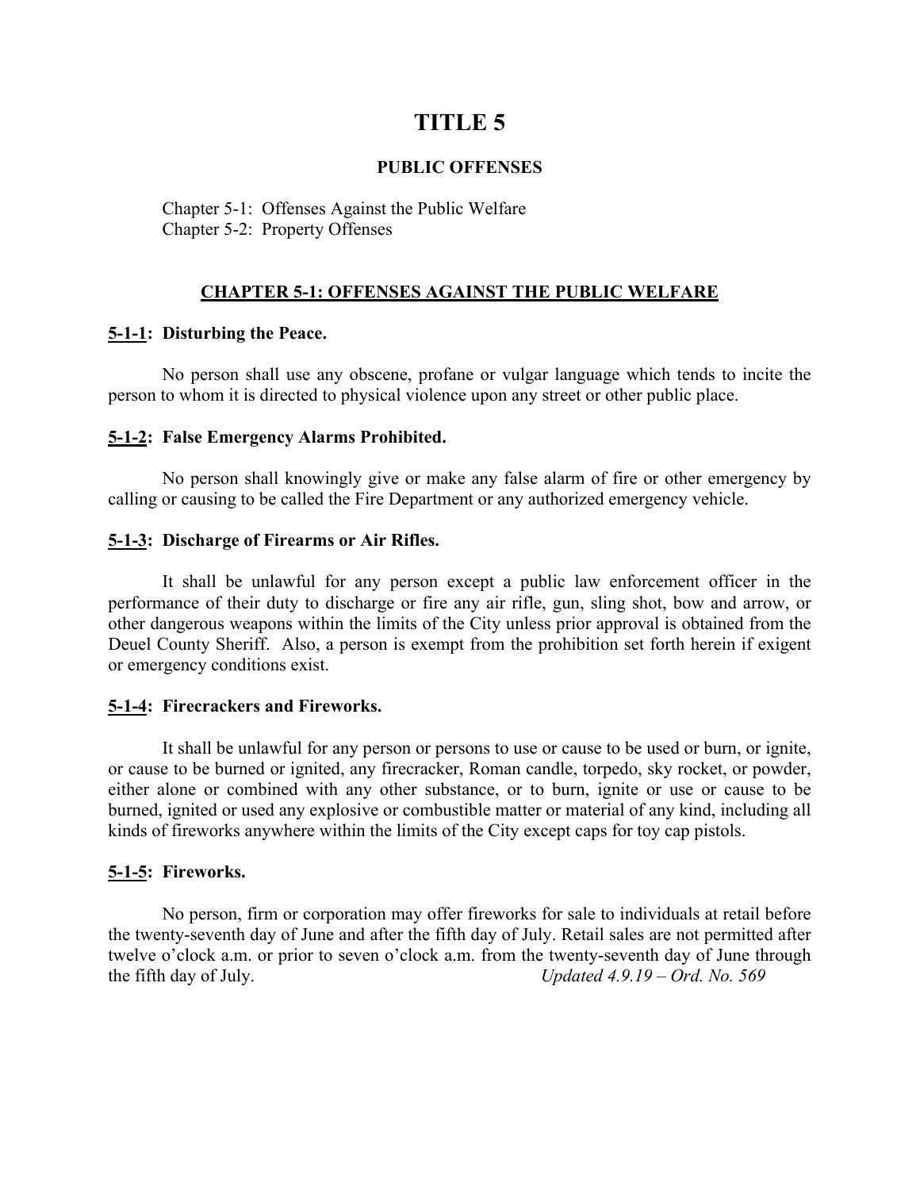# TITLE 5

## PUBLIC OFFENSES

Chapter 5-1: Offenses Against the Public Welfare
Chapter 5-2: Property Offenses

## CHAPTER 5-1: OFFENSES AGAINST THE PUBLIC WELFARE

### 5-1-1: Disturbing the Peace.

No person shall use any obscene, profane or vulgar language which tends to incite the person to whom it is directed to physical violence upon any street or other public place.

### 5-1-2: False Emergency Alarms Prohibited.

No person shall knowingly give or make any false alarm of fire or other emergency by calling or causing to be called the Fire Department or any authorized emergency vehicle.

### 5-1-3: Discharge of Firearms or Air Rifles.

It shall be unlawful for any person except a public law enforcement officer in the performance of their duty to discharge or fire any air rifle, gun, sling shot, bow and arrow, or other dangerous weapons within the limits of the City unless prior approval is obtained from the Deuel County Sheriff. Also, a person is exempt from the prohibition set forth herein if exigent or emergency conditions exist.

### 5-1-4: Firecrackers and Fireworks.

It shall be unlawful for any person or persons to use or cause to be used or burn, or ignite, or cause to be burned or ignited, any firecracker, Roman candle, torpedo, sky rocket, or powder, either alone or combined with any other substance, or to burn, ignite or use or cause to be burned, ignited or used any explosive or combustible matter or material of any kind, including all kinds of fireworks anywhere within the limits of the City except caps for toy cap pistols.

### 5-1-5: Fireworks.

No person, firm or corporation may offer fireworks for sale to individuals at retail before the twenty-seventh day of June and after the fifth day of July. Retail sales are not permitted after twelve o'clock a.m. or prior to seven o'clock a.m. from the twenty-seventh day of June through the fifth day of July. *Updated 4.9.19 – Ord. No. 569*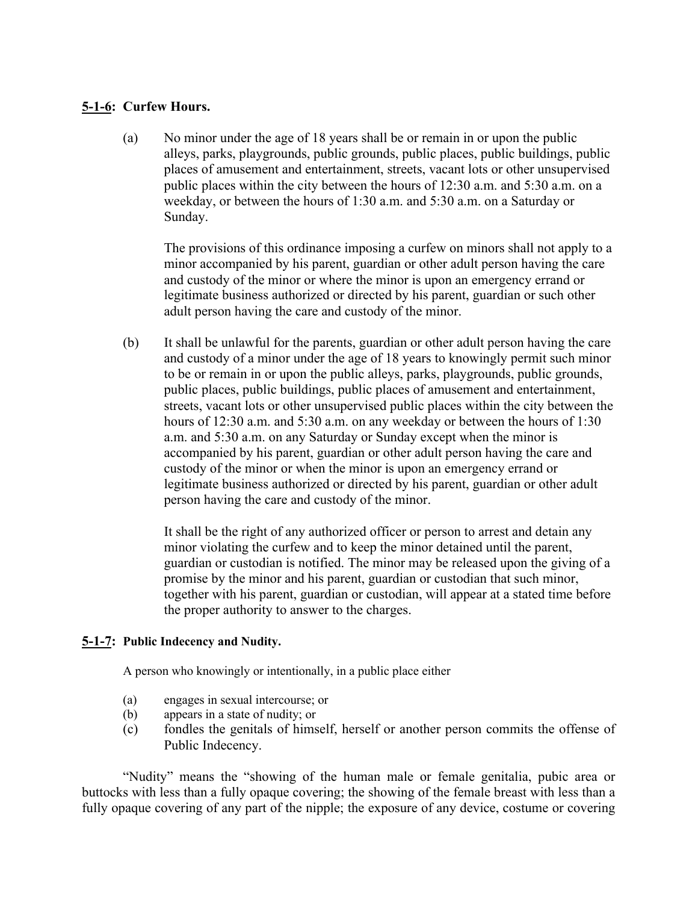**5-1-6: Curfew Hours.**

(a) No minor under the age of 18 years shall be or remain in or upon the public alleys, parks, playgrounds, public grounds, public places, public buildings, public places of amusement and entertainment, streets, vacant lots or other unsupervised public places within the city between the hours of 12:30 a.m. and 5:30 a.m. on a weekday, or between the hours of 1:30 a.m. and 5:30 a.m. on a Saturday or Sunday.

The provisions of this ordinance imposing a curfew on minors shall not apply to a minor accompanied by his parent, guardian or other adult person having the care and custody of the minor or where the minor is upon an emergency errand or legitimate business authorized or directed by his parent, guardian or such other adult person having the care and custody of the minor.

(b) It shall be unlawful for the parents, guardian or other adult person having the care and custody of a minor under the age of 18 years to knowingly permit such minor to be or remain in or upon the public alleys, parks, playgrounds, public grounds, public places, public buildings, public places of amusement and entertainment, streets, vacant lots or other unsupervised public places within the city between the hours of 12:30 a.m. and 5:30 a.m. on any weekday or between the hours of 1:30 a.m. and 5:30 a.m. on any Saturday or Sunday except when the minor is accompanied by his parent, guardian or other adult person having the care and custody of the minor or when the minor is upon an emergency errand or legitimate business authorized or directed by his parent, guardian or other adult person having the care and custody of the minor.

It shall be the right of any authorized officer or person to arrest and detain any minor violating the curfew and to keep the minor detained until the parent, guardian or custodian is notified. The minor may be released upon the giving of a promise by the minor and his parent, guardian or custodian that such minor, together with his parent, guardian or custodian, will appear at a stated time before the proper authority to answer to the charges.

**5-1-7: Public Indecency and Nudity.**

A person who knowingly or intentionally, in a public place either

(a) engages in sexual intercourse; or
(b) appears in a state of nudity; or
(c) fondles the genitals of himself, herself or another person commits the offense of Public Indecency.

"Nudity" means the "showing of the human male or female genitalia, pubic area or buttocks with less than a fully opaque covering; the showing of the female breast with less than a fully opaque covering of any part of the nipple; the exposure of any device, costume or covering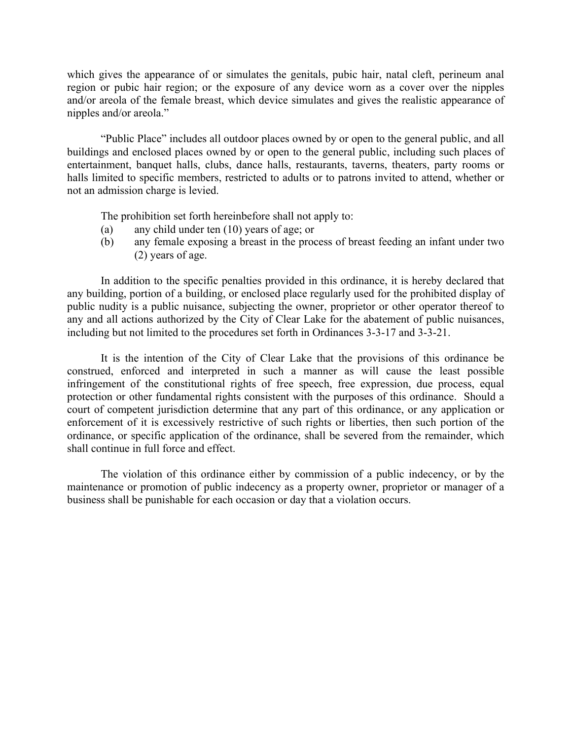which gives the appearance of or simulates the genitals, pubic hair, natal cleft, perineum anal region or pubic hair region; or the exposure of any device worn as a cover over the nipples and/or areola of the female breast, which device simulates and gives the realistic appearance of nipples and/or areola."

"Public Place" includes all outdoor places owned by or open to the general public, and all buildings and enclosed places owned by or open to the general public, including such places of entertainment, banquet halls, clubs, dance halls, restaurants, taverns, theaters, party rooms or halls limited to specific members, restricted to adults or to patrons invited to attend, whether or not an admission charge is levied.

The prohibition set forth hereinbefore shall not apply to:

(a) any child under ten (10) years of age; or

(b) any female exposing a breast in the process of breast feeding an infant under two (2) years of age.

In addition to the specific penalties provided in this ordinance, it is hereby declared that any building, portion of a building, or enclosed place regularly used for the prohibited display of public nudity is a public nuisance, subjecting the owner, proprietor or other operator thereof to any and all actions authorized by the City of Clear Lake for the abatement of public nuisances, including but not limited to the procedures set forth in Ordinances 3-3-17 and 3-3-21.

It is the intention of the City of Clear Lake that the provisions of this ordinance be construed, enforced and interpreted in such a manner as will cause the least possible infringement of the constitutional rights of free speech, free expression, due process, equal protection or other fundamental rights consistent with the purposes of this ordinance. Should a court of competent jurisdiction determine that any part of this ordinance, or any application or enforcement of it is excessively restrictive of such rights or liberties, then such portion of the ordinance, or specific application of the ordinance, shall be severed from the remainder, which shall continue in full force and effect.

The violation of this ordinance either by commission of a public indecency, or by the maintenance or promotion of public indecency as a property owner, proprietor or manager of a business shall be punishable for each occasion or day that a violation occurs.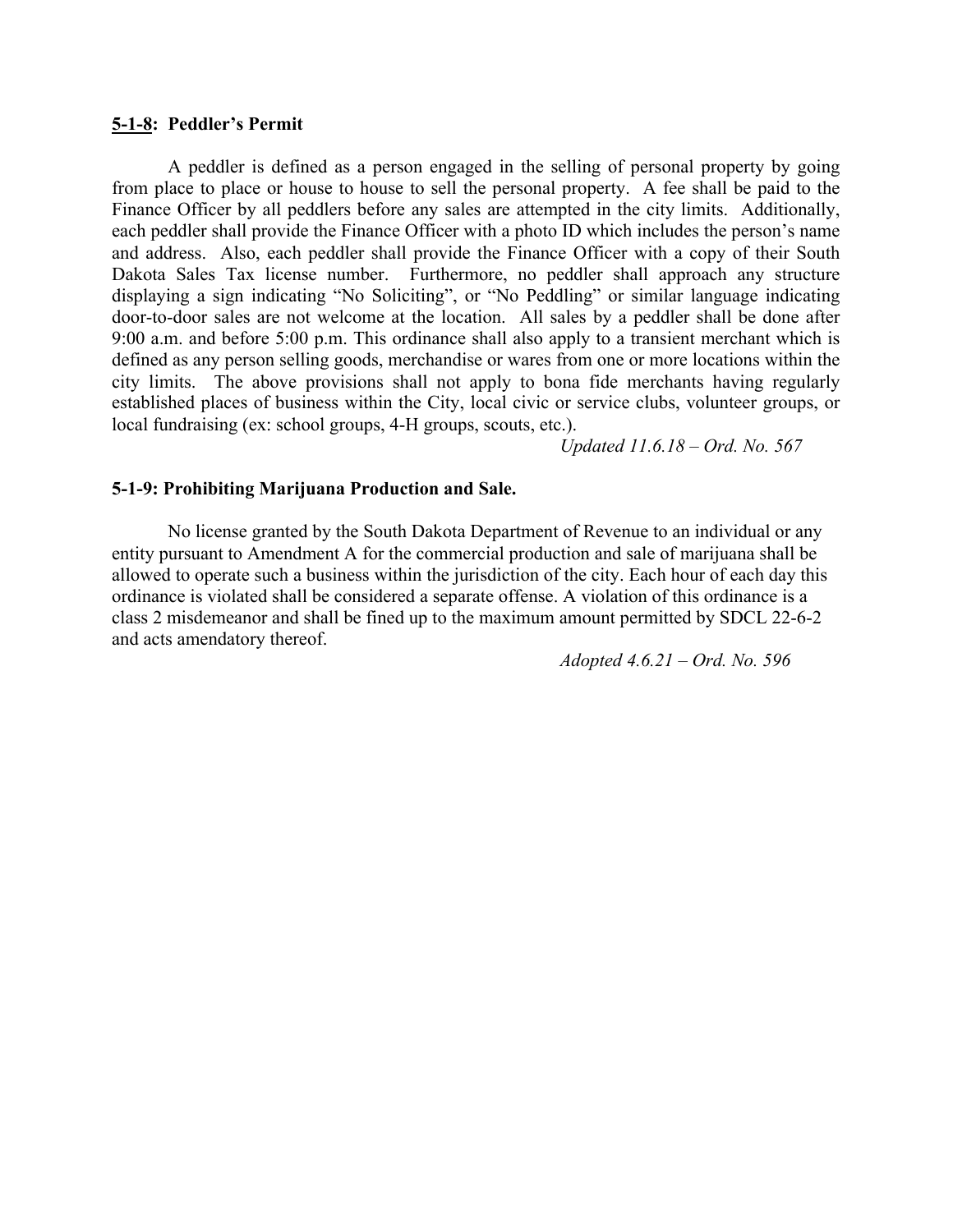**<u>5-1-8</u>: Peddler's Permit**

A peddler is defined as a person engaged in the selling of personal property by going from place to place or house to house to sell the personal property. A fee shall be paid to the Finance Officer by all peddlers before any sales are attempted in the city limits. Additionally, each peddler shall provide the Finance Officer with a photo ID which includes the person's name and address. Also, each peddler shall provide the Finance Officer with a copy of their South Dakota Sales Tax license number. Furthermore, no peddler shall approach any structure displaying a sign indicating "No Soliciting", or "No Peddling" or similar language indicating door-to-door sales are not welcome at the location. All sales by a peddler shall be done after 9:00 a.m. and before 5:00 p.m. This ordinance shall also apply to a transient merchant which is defined as any person selling goods, merchandise or wares from one or more locations within the city limits. The above provisions shall not apply to bona fide merchants having regularly established places of business within the City, local civic or service clubs, volunteer groups, or local fundraising (ex: school groups, 4-H groups, scouts, etc.).

*Updated 11.6.18 – Ord. No. 567*

**5-1-9: Prohibiting Marijuana Production and Sale.**

No license granted by the South Dakota Department of Revenue to an individual or any entity pursuant to Amendment A for the commercial production and sale of marijuana shall be allowed to operate such a business within the jurisdiction of the city. Each hour of each day this ordinance is violated shall be considered a separate offense. A violation of this ordinance is a class 2 misdemeanor and shall be fined up to the maximum amount permitted by SDCL 22-6-2 and acts amendatory thereof.

*Adopted 4.6.21 – Ord. No. 596*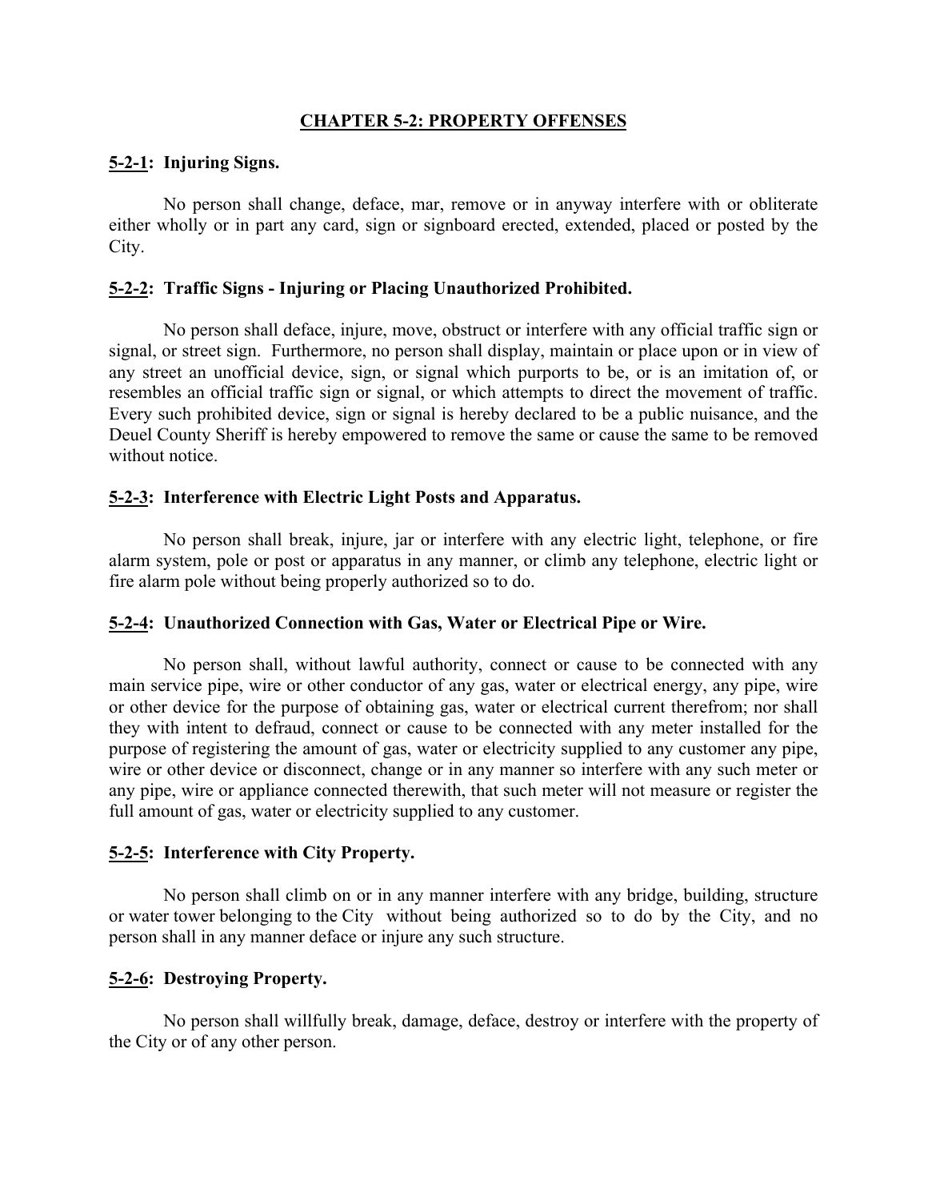## CHAPTER 5-2: PROPERTY OFFENSES

### 5-2-1: Injuring Signs.

No person shall change, deface, mar, remove or in anyway interfere with or obliterate either wholly or in part any card, sign or signboard erected, extended, placed or posted by the City.

### 5-2-2: Traffic Signs - Injuring or Placing Unauthorized Prohibited.

No person shall deface, injure, move, obstruct or interfere with any official traffic sign or signal, or street sign. Furthermore, no person shall display, maintain or place upon or in view of any street an unofficial device, sign, or signal which purports to be, or is an imitation of, or resembles an official traffic sign or signal, or which attempts to direct the movement of traffic. Every such prohibited device, sign or signal is hereby declared to be a public nuisance, and the Deuel County Sheriff is hereby empowered to remove the same or cause the same to be removed without notice.

### 5-2-3: Interference with Electric Light Posts and Apparatus.

No person shall break, injure, jar or interfere with any electric light, telephone, or fire alarm system, pole or post or apparatus in any manner, or climb any telephone, electric light or fire alarm pole without being properly authorized so to do.

### 5-2-4: Unauthorized Connection with Gas, Water or Electrical Pipe or Wire.

No person shall, without lawful authority, connect or cause to be connected with any main service pipe, wire or other conductor of any gas, water or electrical energy, any pipe, wire or other device for the purpose of obtaining gas, water or electrical current therefrom; nor shall they with intent to defraud, connect or cause to be connected with any meter installed for the purpose of registering the amount of gas, water or electricity supplied to any customer any pipe, wire or other device or disconnect, change or in any manner so interfere with any such meter or any pipe, wire or appliance connected therewith, that such meter will not measure or register the full amount of gas, water or electricity supplied to any customer.

### 5-2-5: Interference with City Property.

No person shall climb on or in any manner interfere with any bridge, building, structure or water tower belonging to the City without being authorized so to do by the City, and no person shall in any manner deface or injure any such structure.

### 5-2-6: Destroying Property.

No person shall willfully break, damage, deface, destroy or interfere with the property of the City or of any other person.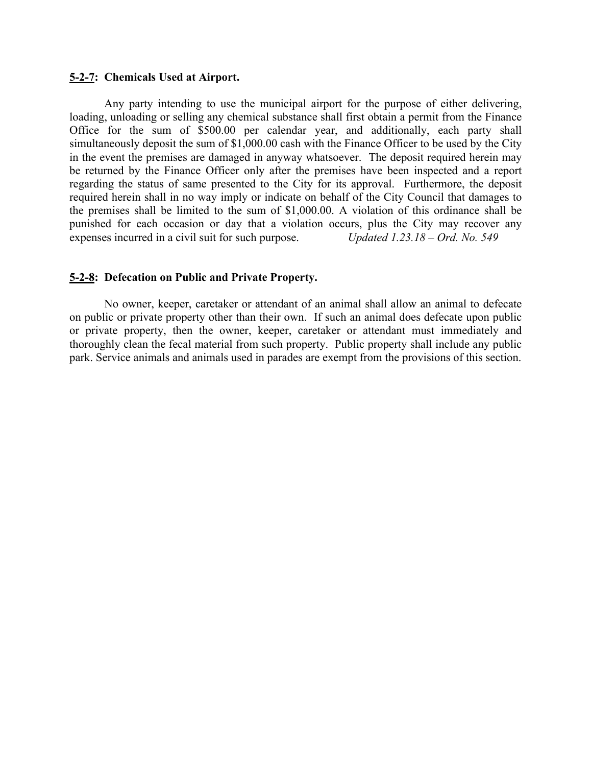**<u>5-2-7</u>: Chemicals Used at Airport.**

Any party intending to use the municipal airport for the purpose of either delivering, loading, unloading or selling any chemical substance shall first obtain a permit from the Finance Office for the sum of $500.00 per calendar year, and additionally, each party shall simultaneously deposit the sum of $1,000.00 cash with the Finance Officer to be used by the City in the event the premises are damaged in anyway whatsoever. The deposit required herein may be returned by the Finance Officer only after the premises have been inspected and a report regarding the status of same presented to the City for its approval. Furthermore, the deposit required herein shall in no way imply or indicate on behalf of the City Council that damages to the premises shall be limited to the sum of $1,000.00. A violation of this ordinance shall be punished for each occasion or day that a violation occurs, plus the City may recover any expenses incurred in a civil suit for such purpose. *Updated 1.23.18 – Ord. No. 549*

**<u>5-2-8</u>: Defecation on Public and Private Property.**

No owner, keeper, caretaker or attendant of an animal shall allow an animal to defecate on public or private property other than their own. If such an animal does defecate upon public or private property, then the owner, keeper, caretaker or attendant must immediately and thoroughly clean the fecal material from such property. Public property shall include any public park. Service animals and animals used in parades are exempt from the provisions of this section.